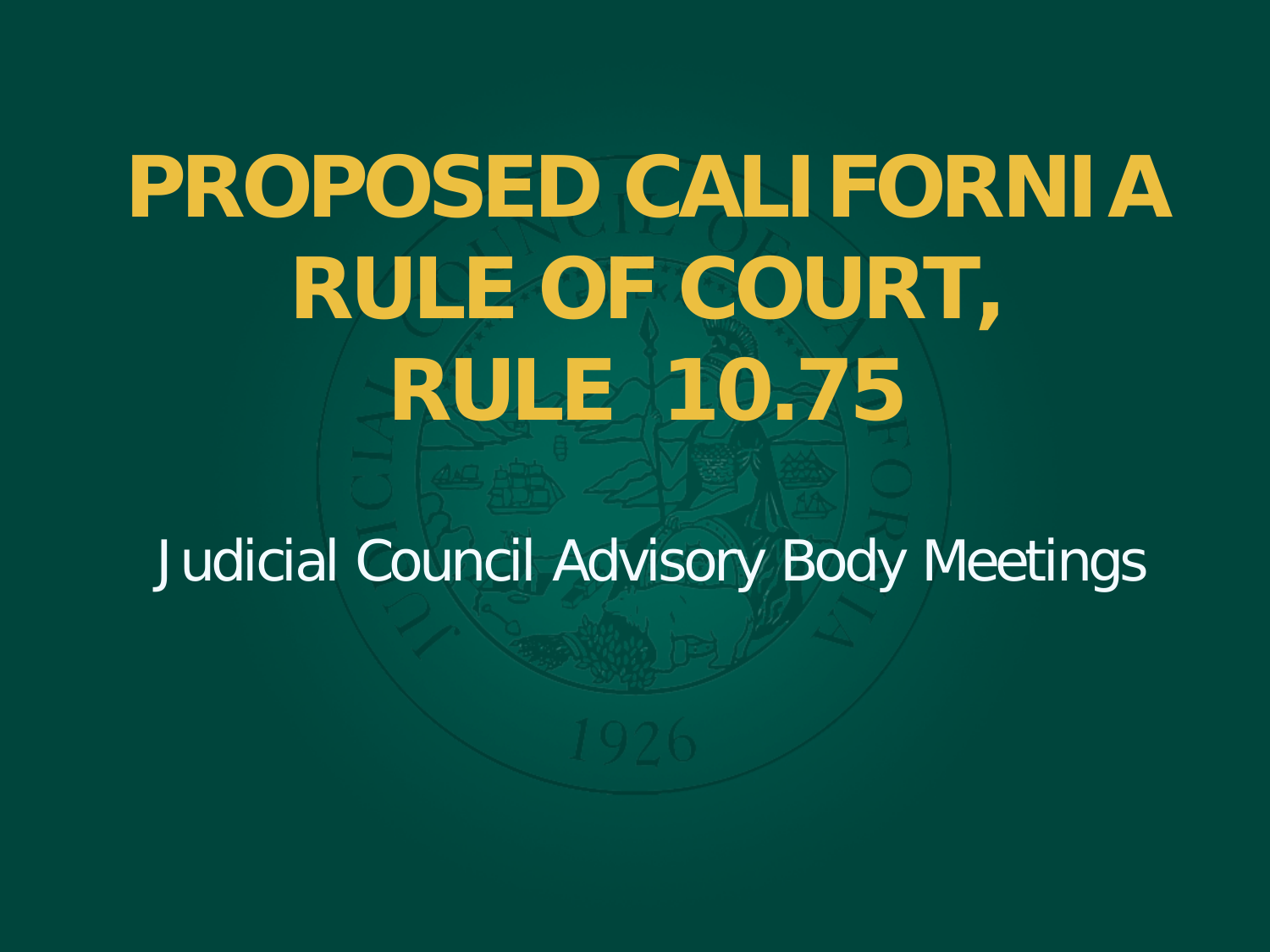# PROPOSED CALIFORNIA RULE OF COURT, RULE 10.75

Judicial Council Advisory Body Meetings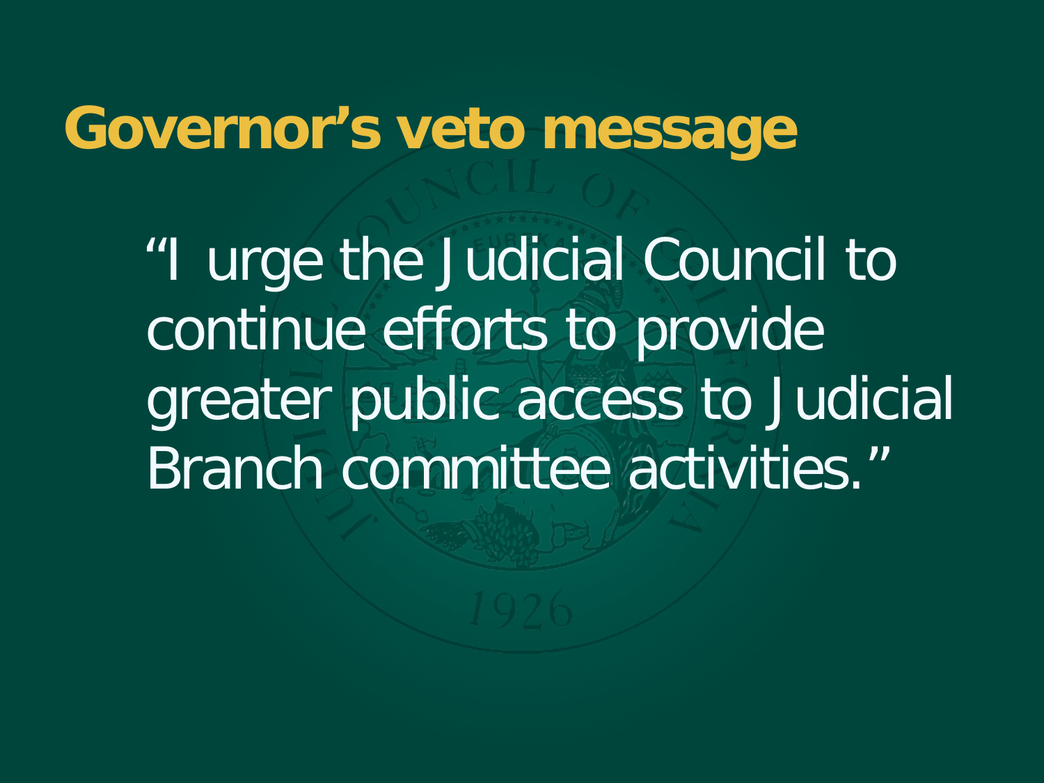# Governor's veto message

"I urge the Judicial Council to continue efforts to provide greater public access to Judicial Branch committee activities."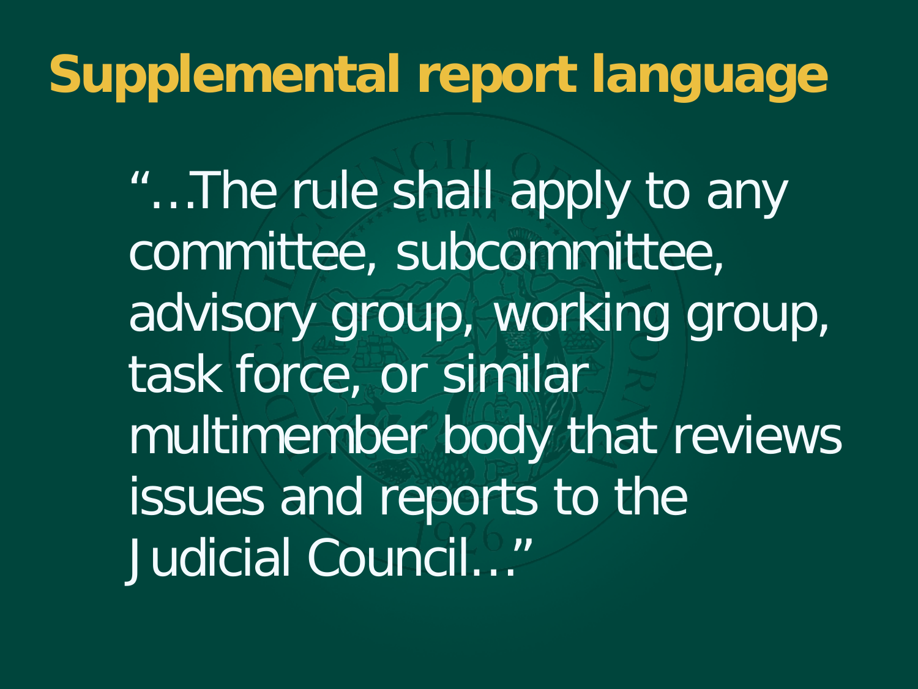# Supplemental report language

"…The rule shall apply to any committee, subcommittee, advisory group, working group, task force, or similar multimember body that reviews issues and reports to the Judicial Council…"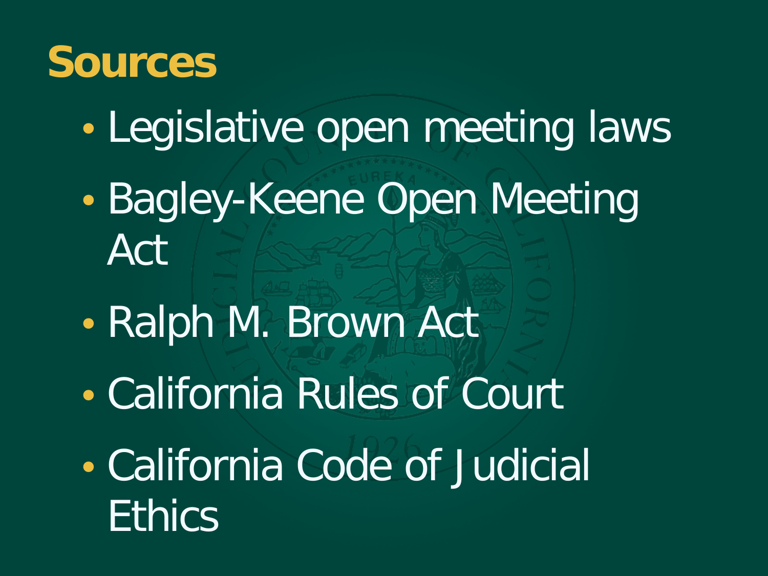# Sources

- Legislative open meeting laws
- Bagley-Keene Open Meeting Act
- Ralph M. Brown Act
- California Rules of Court
- California Code of Judicial Ethics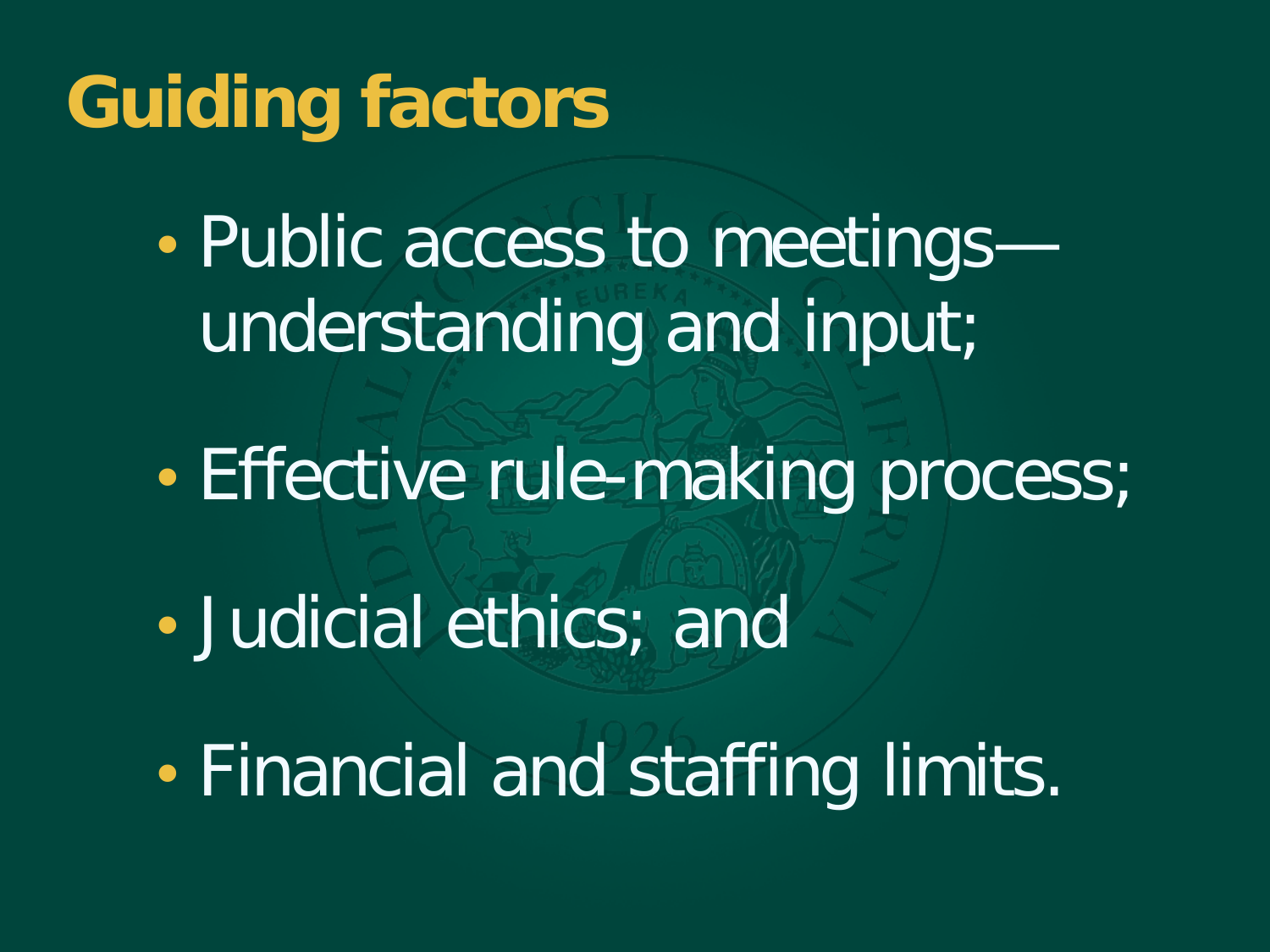# Guiding factors

- Public access to meetings—understanding and input;
- Effective rule-making process;
- Judicial ethics; and
- Financial and staffing limits.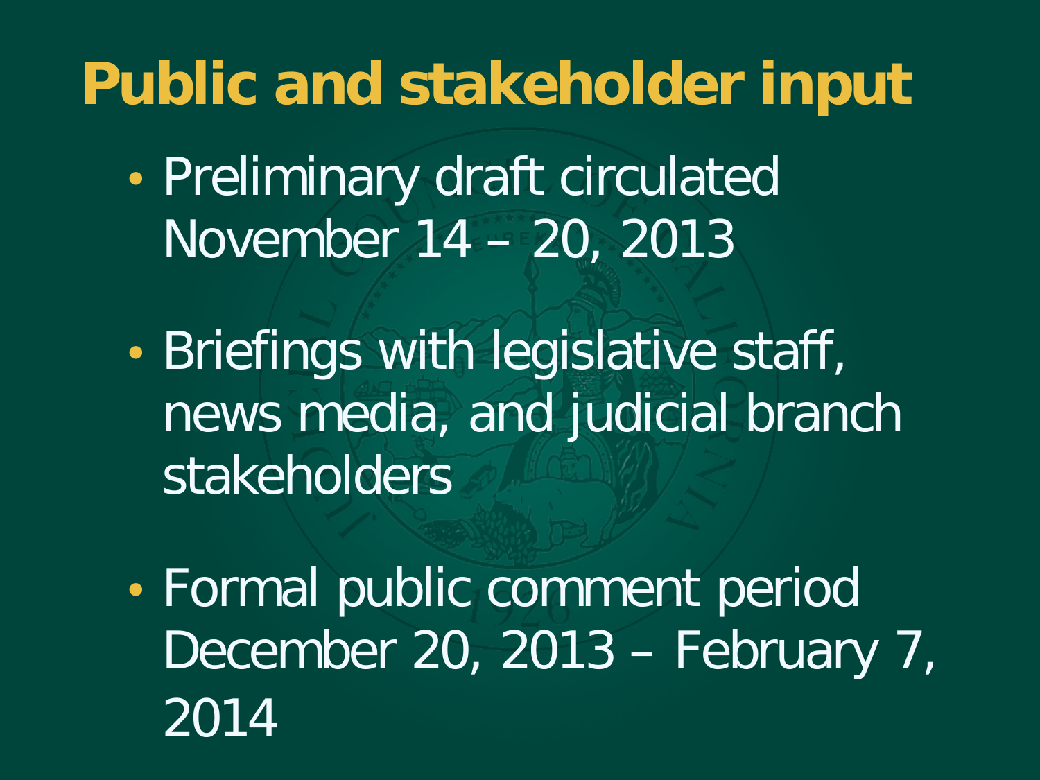# Public and stakeholder input

- Preliminary draft circulated November 14 – 20, 2013
- Briefings with legislative staff, news media, and judicial branch stakeholders
- Formal public comment period December 20, 2013 – February 7, 2014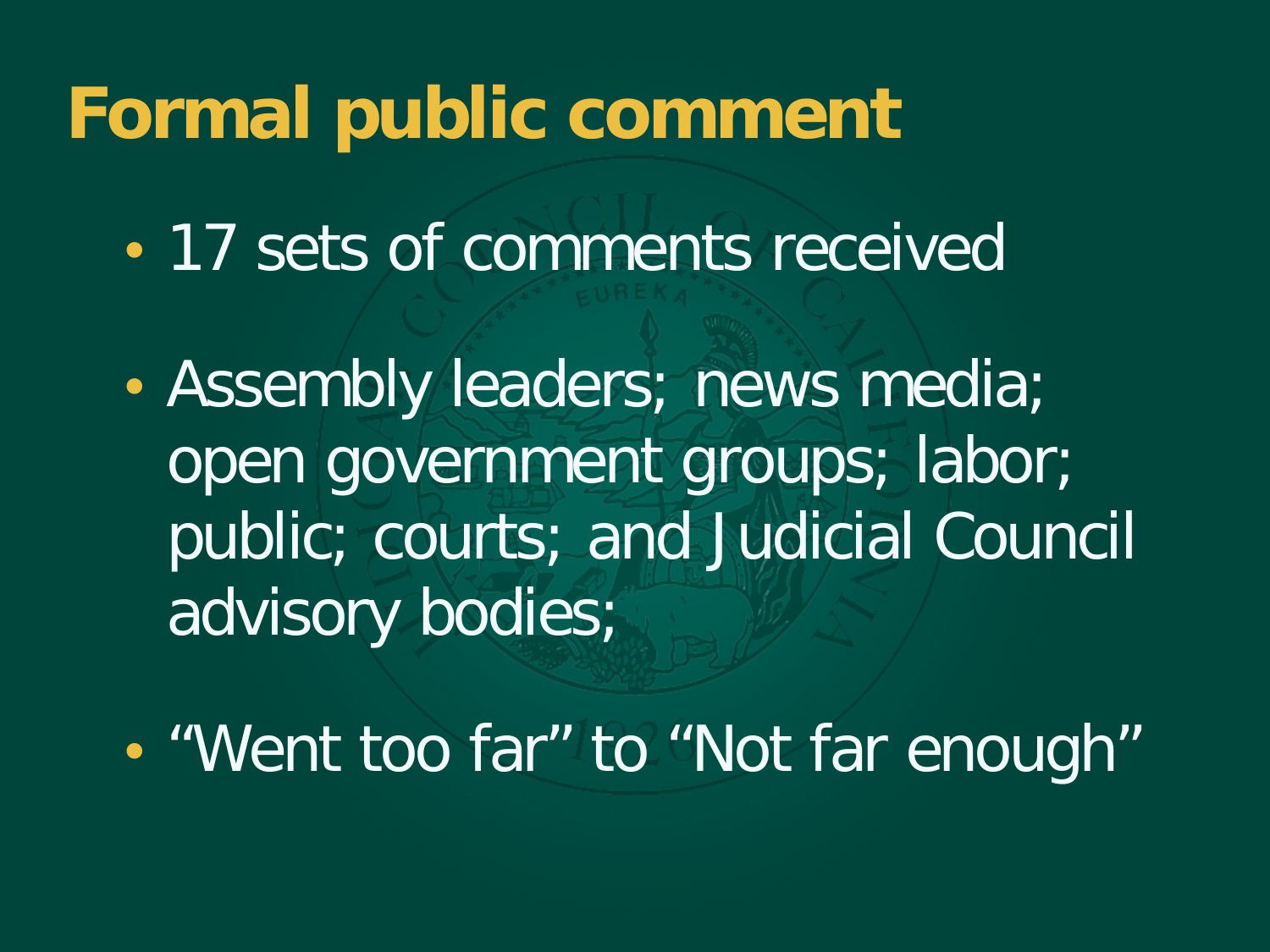# Formal public comment

- 17 sets of comments received
- Assembly leaders; news media; open government groups; labor; public; courts; and Judicial Council advisory bodies;
- “Went too far” to “Not far enough”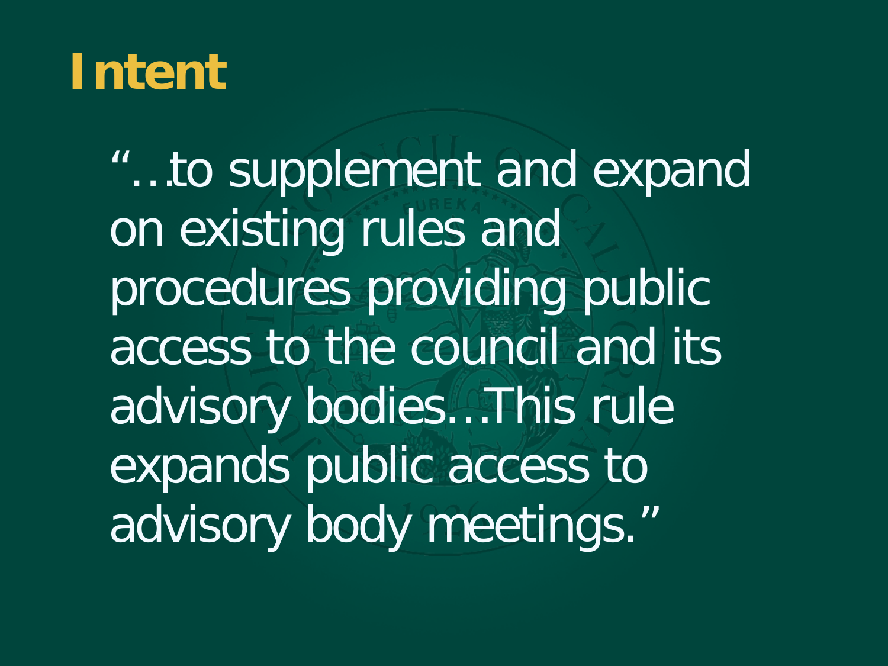# Intent

"…to supplement and expand on existing rules and procedures providing public access to the council and its advisory bodies…This rule expands public access to advisory body meetings."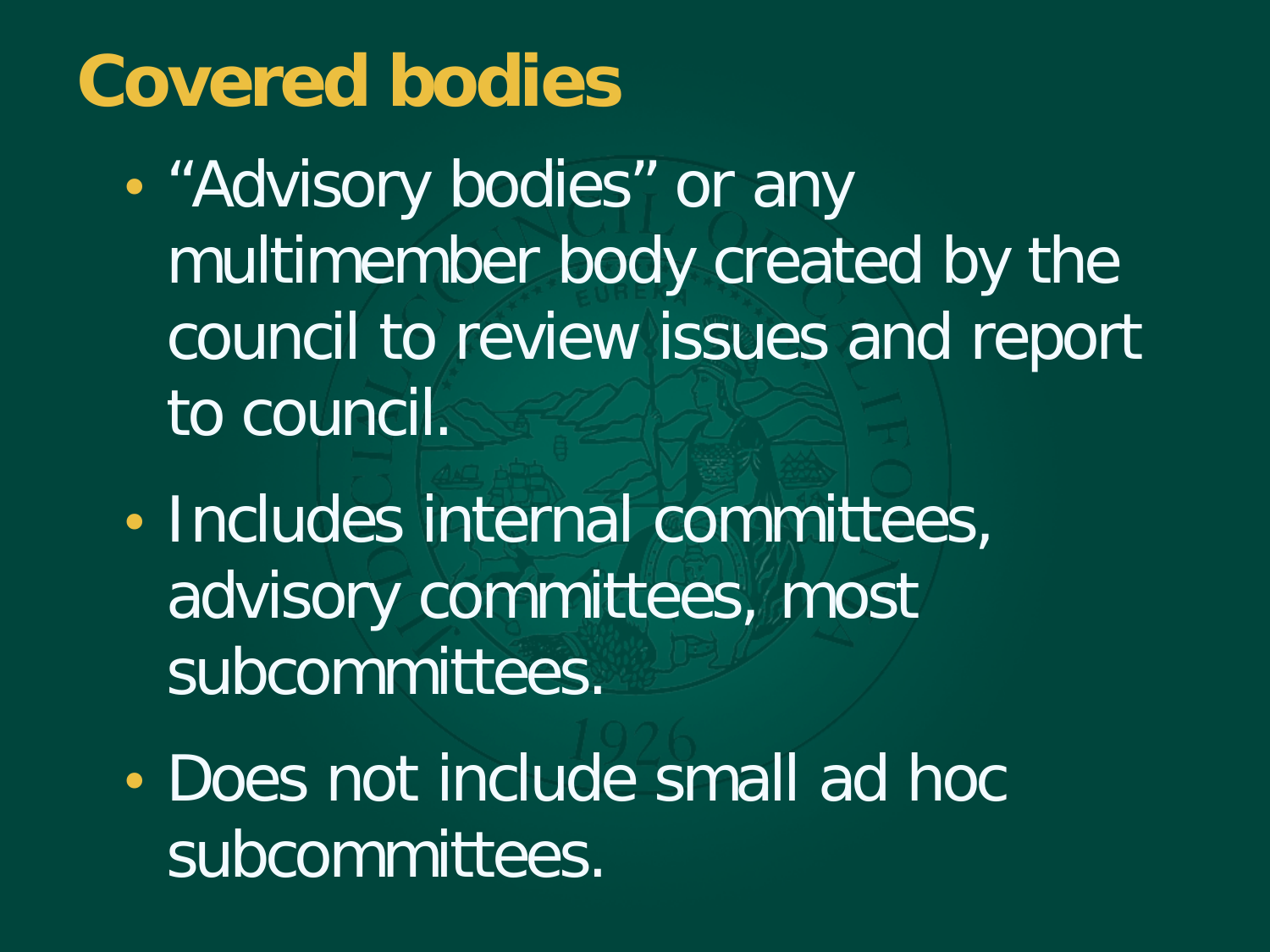# Covered bodies

- "Advisory bodies" or any multimember body created by the council to review issues and report to council.
- Includes internal committees, advisory committees, most subcommittees.
- Does not include small ad hoc subcommittees.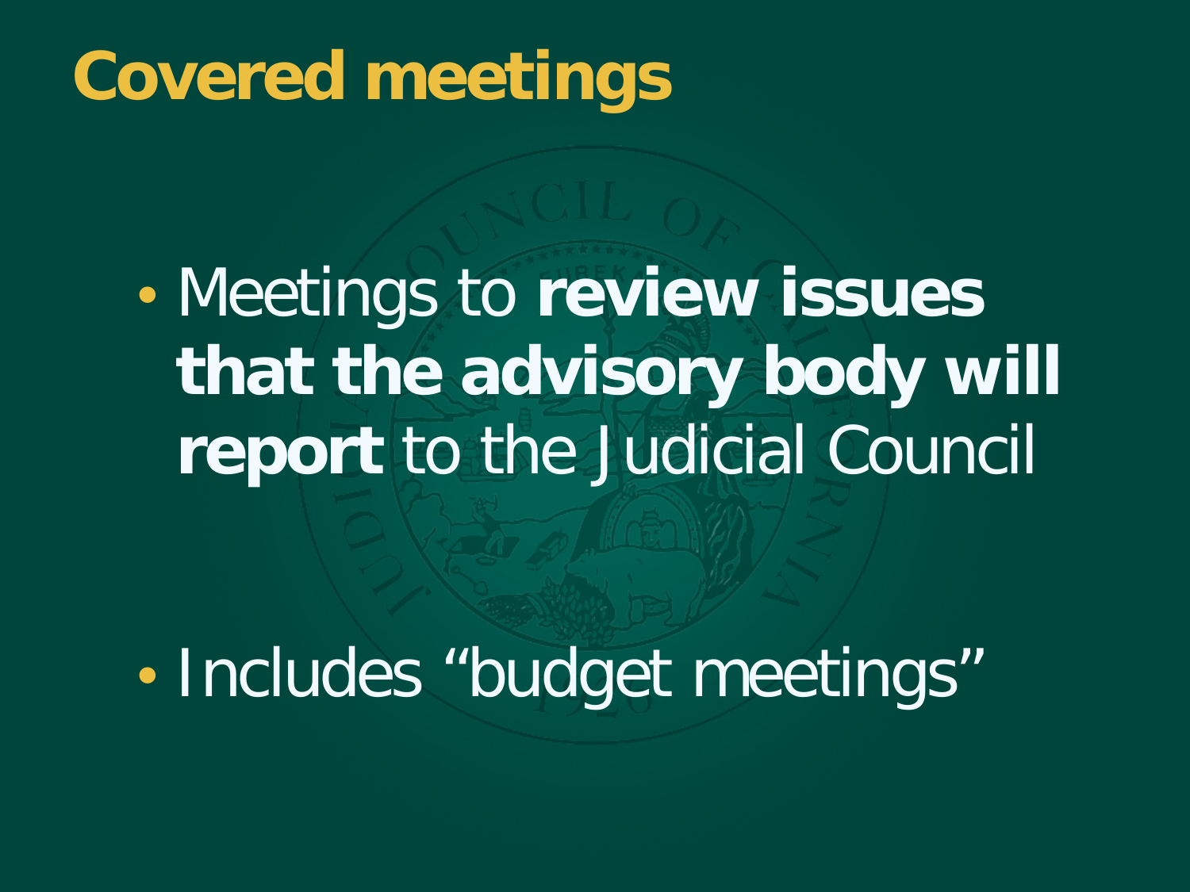# Covered meetings

- Meetings to **review issues that the advisory body will report** to the Judicial Council
- Includes “budget meetings”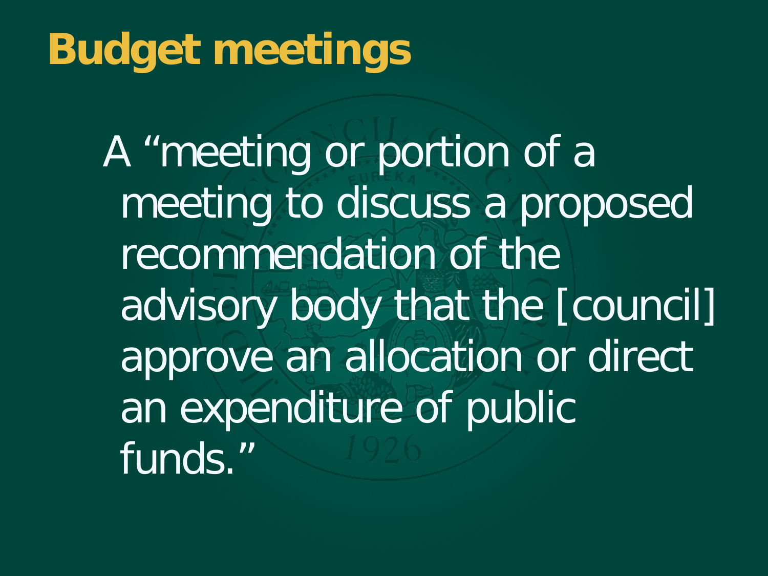# Budget meetings

A "meeting or portion of a meeting to discuss a proposed recommendation of the advisory body that the [council] approve an allocation or direct an expenditure of public funds."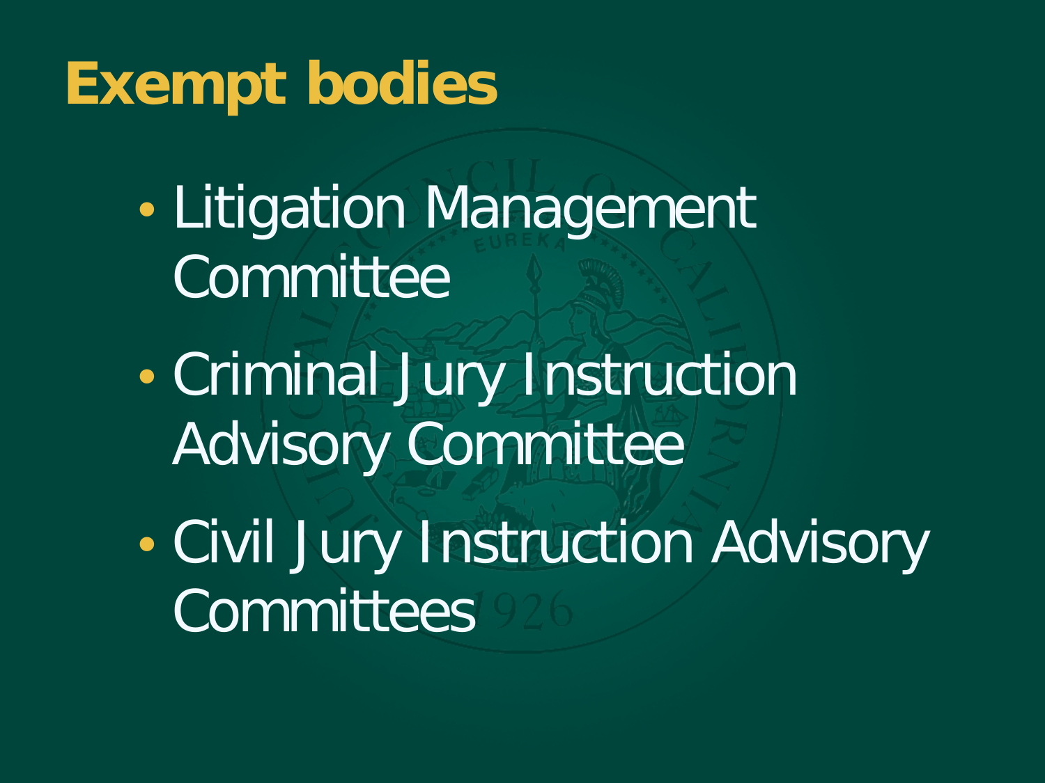# Exempt bodies

- Litigation Management Committee
- Criminal Jury Instruction Advisory Committee
- Civil Jury Instruction Advisory Committees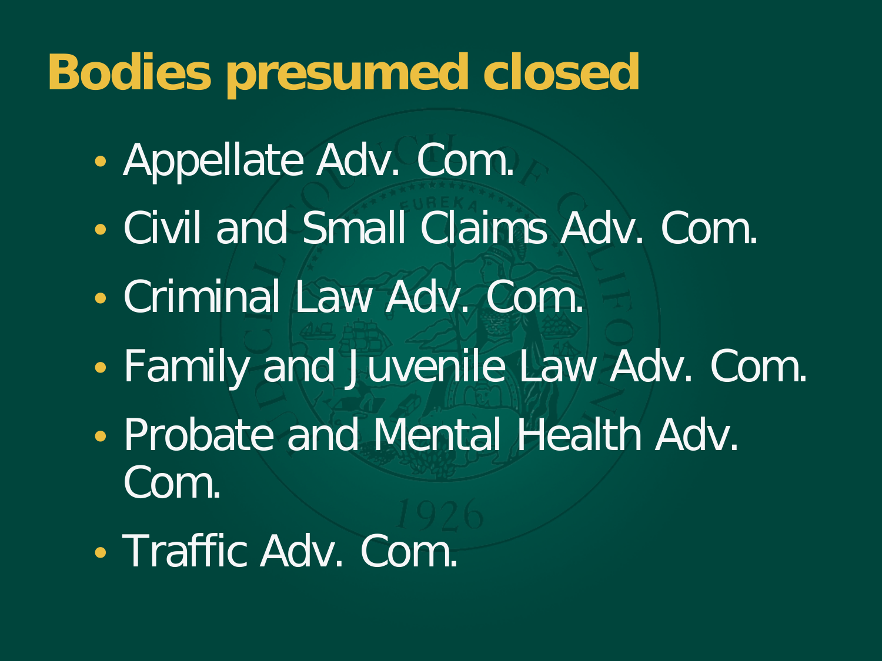# Bodies presumed closed

- Appellate Adv. Com.
- Civil and Small Claims Adv. Com.
- Criminal Law Adv. Com.
- Family and Juvenile Law Adv. Com.
- Probate and Mental Health Adv. Com.
- Traffic Adv. Com.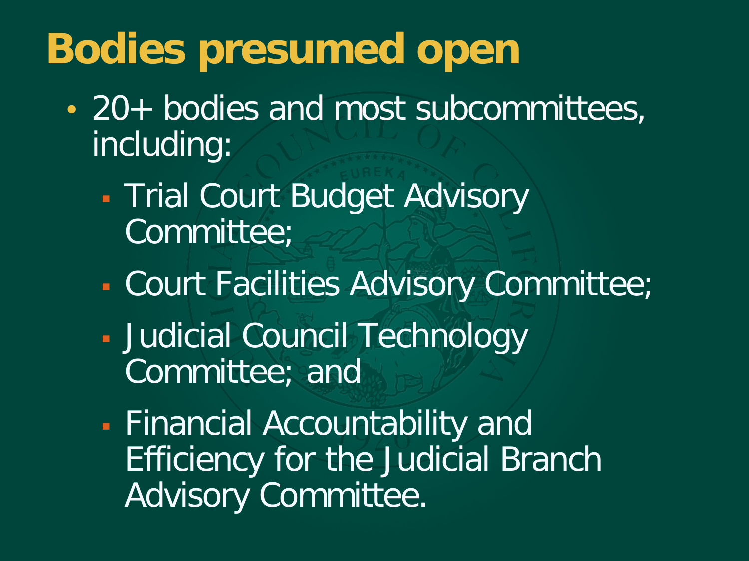# Bodies presumed open

- 20+ bodies and most subcommittees, including:
  - Trial Court Budget Advisory Committee;
  - Court Facilities Advisory Committee;
  - Judicial Council Technology Committee; and
  - Financial Accountability and Efficiency for the Judicial Branch Advisory Committee.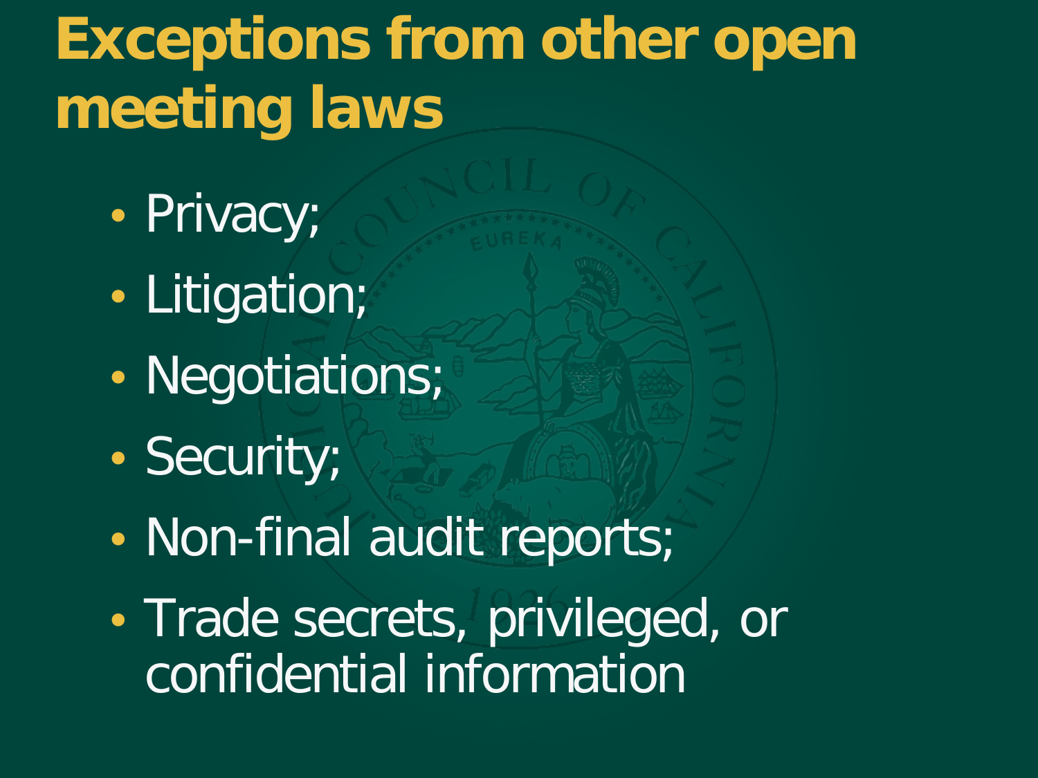# Exceptions from other open meeting laws

- Privacy;
- Litigation;
- Negotiations;
- Security;
- Non-final audit reports;
- Trade secrets, privileged, or confidential information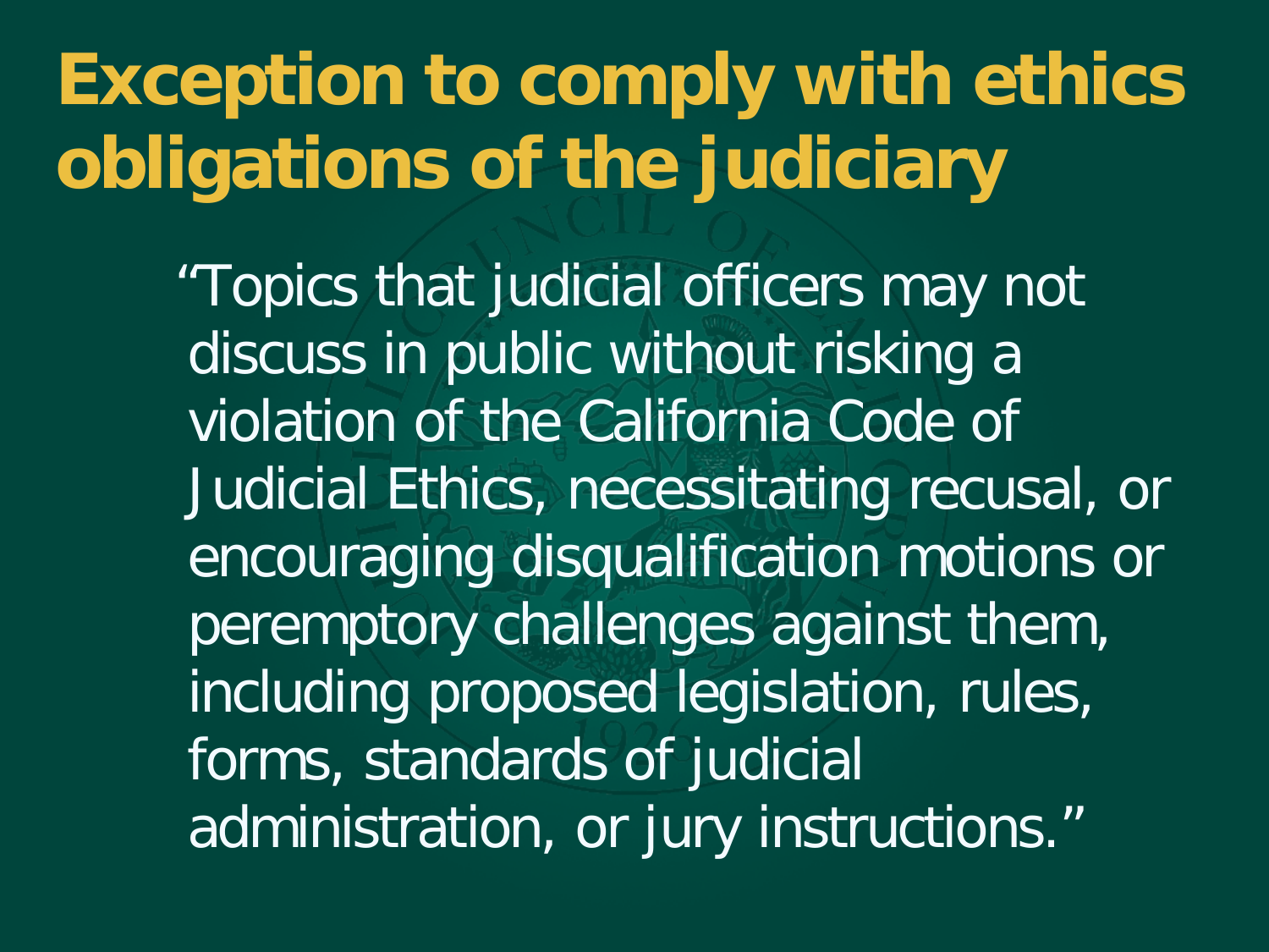# Exception to comply with ethics obligations of the judiciary

"Topics that judicial officers may not discuss in public without risking a violation of the California Code of Judicial Ethics, necessitating recusal, or encouraging disqualification motions or peremptory challenges against them, including proposed legislation, rules, forms, standards of judicial administration, or jury instructions."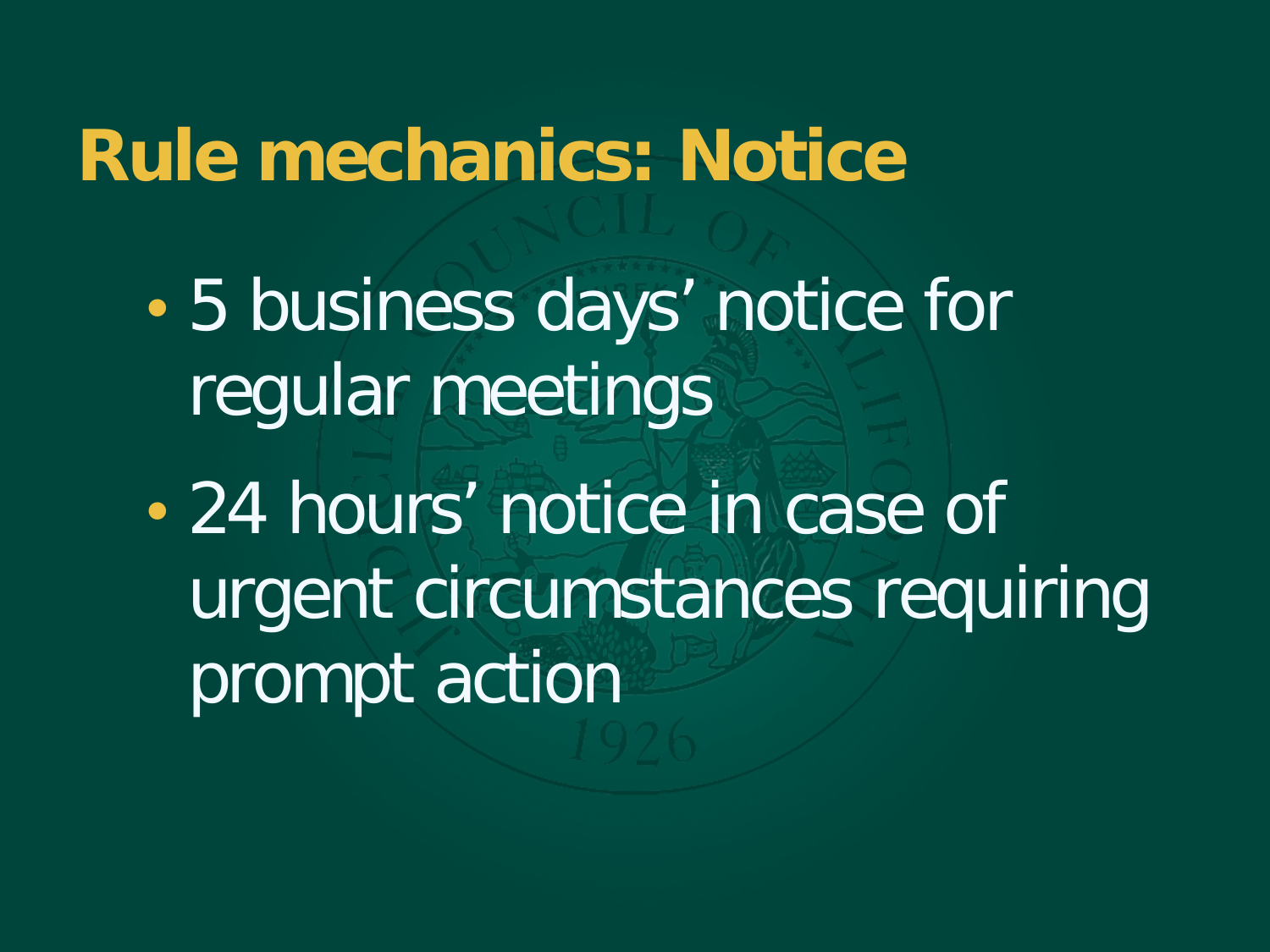# Rule mechanics: Notice

- 5 business days’ notice for regular meetings
- 24 hours’ notice in case of urgent circumstances requiring prompt action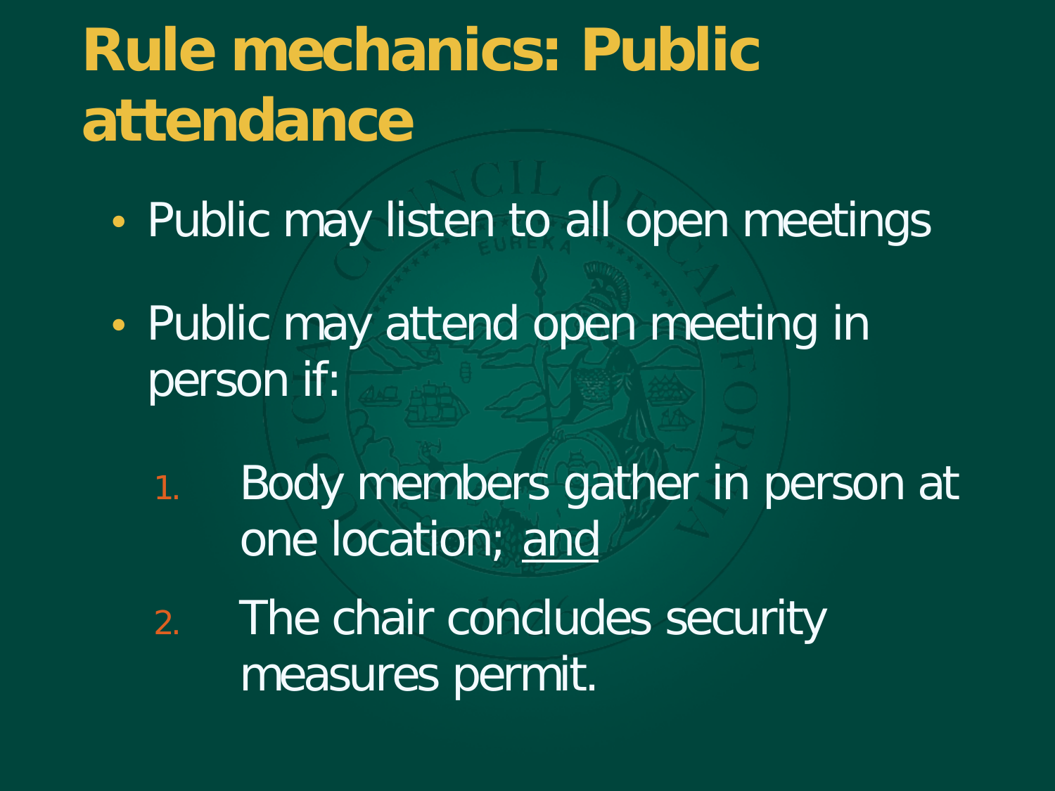# Rule mechanics: Public attendance

- Public may listen to all open meetings
- Public may attend open meeting in person if:
  1. Body members gather in person at one location; and
  2. The chair concludes security measures permit.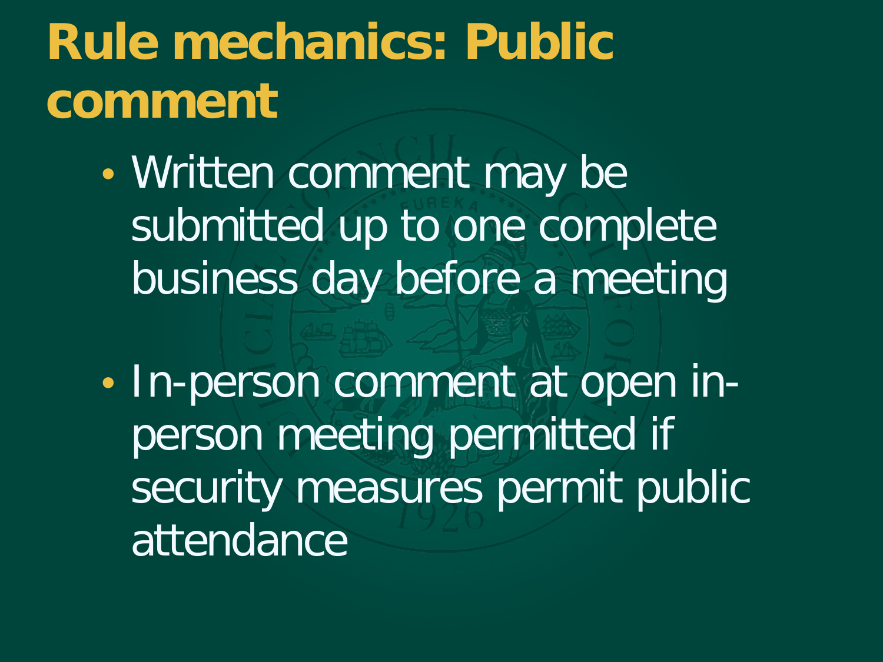# Rule mechanics: Public comment

- Written comment may be submitted up to one complete business day before a meeting
- In-person comment at open in-person meeting permitted if security measures permit public attendance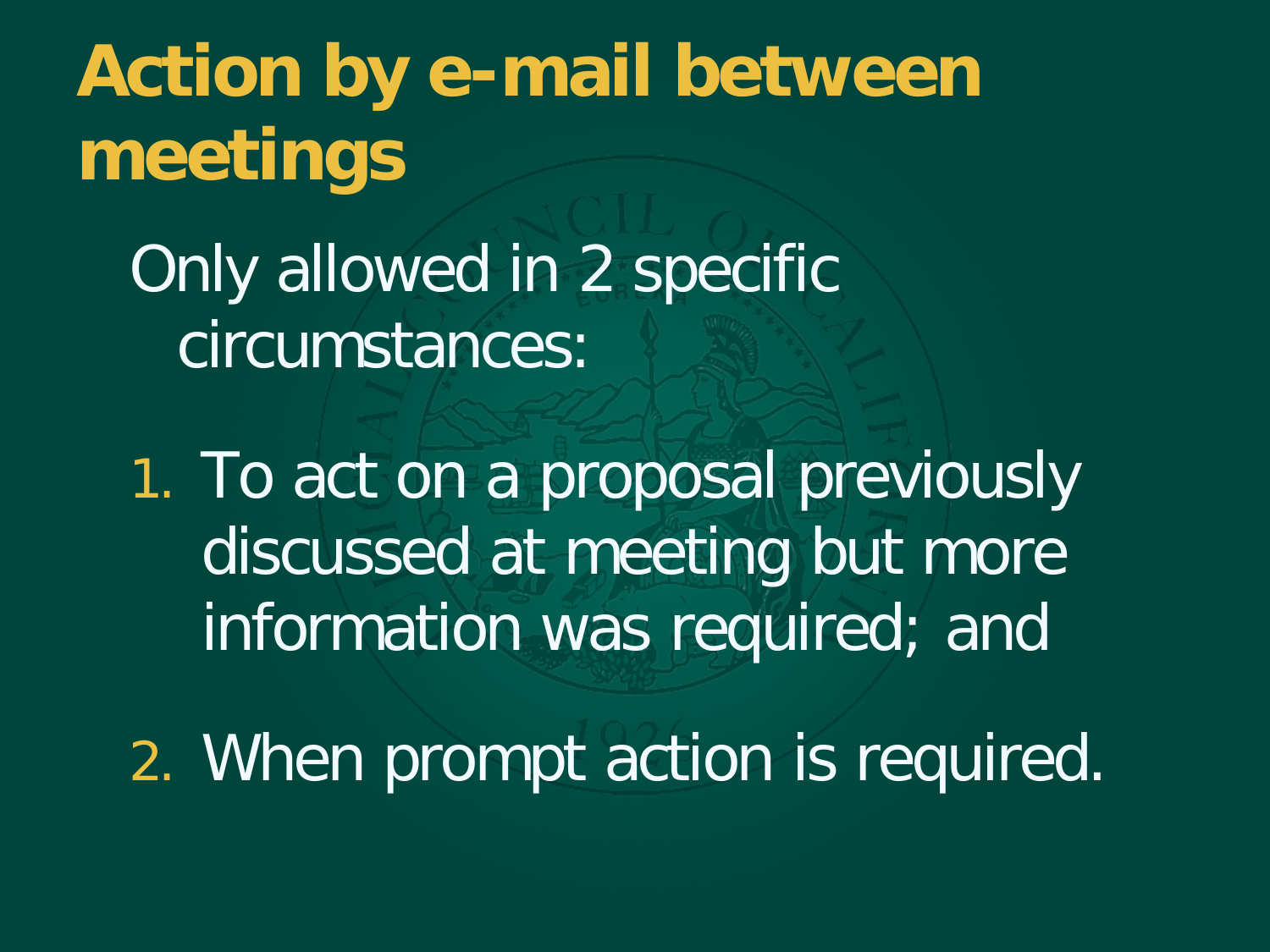# Action by e-mail between meetings

Only allowed in 2 specific circumstances:

1. To act on a proposal previously discussed at meeting but more information was required; and
2. When prompt action is required.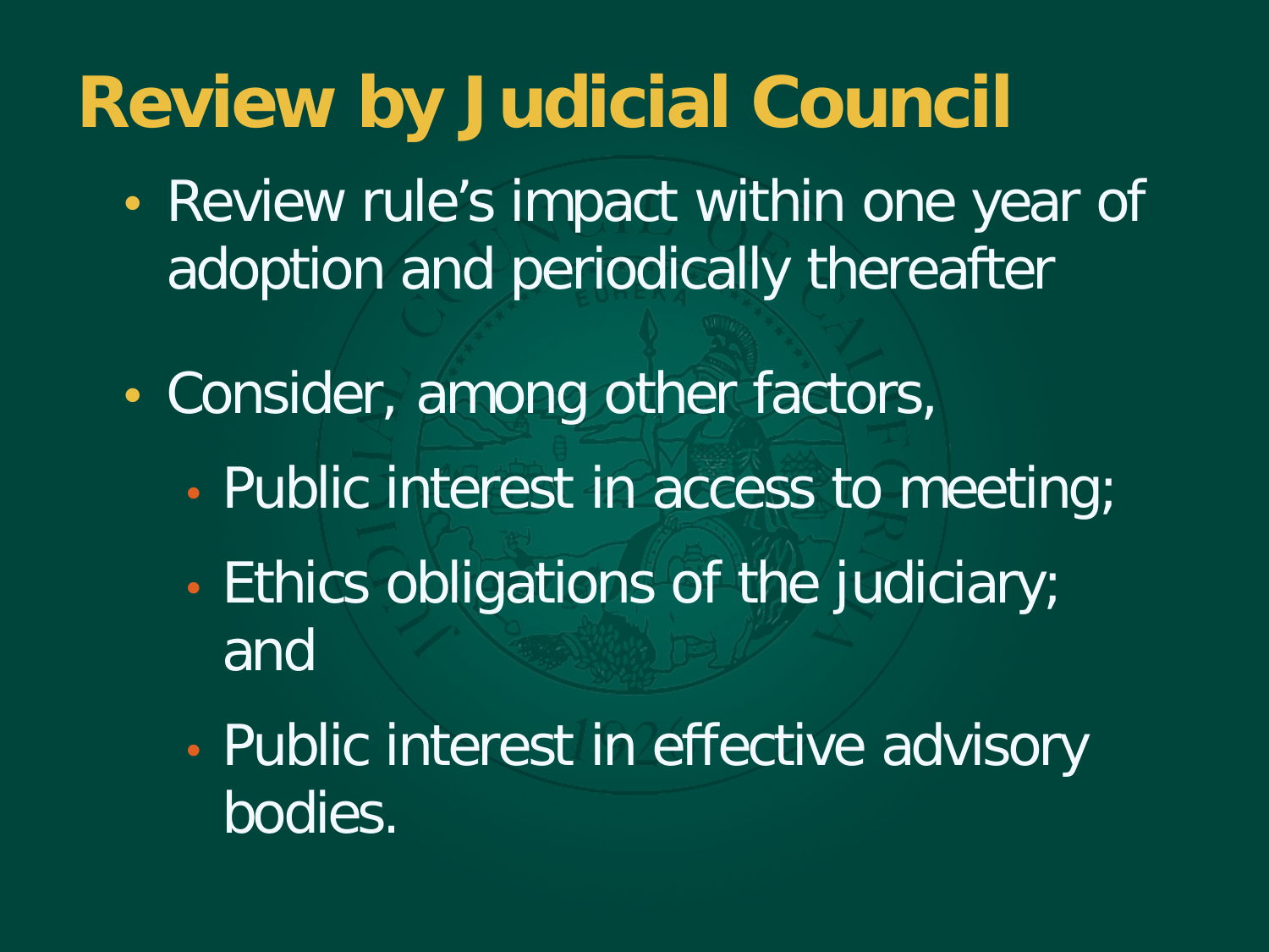# Review by Judicial Council

- Review rule's impact within one year of adoption and periodically thereafter
- Consider, among other factors,
  - Public interest in access to meeting;
  - Ethics obligations of the judiciary; and
  - Public interest in effective advisory bodies.